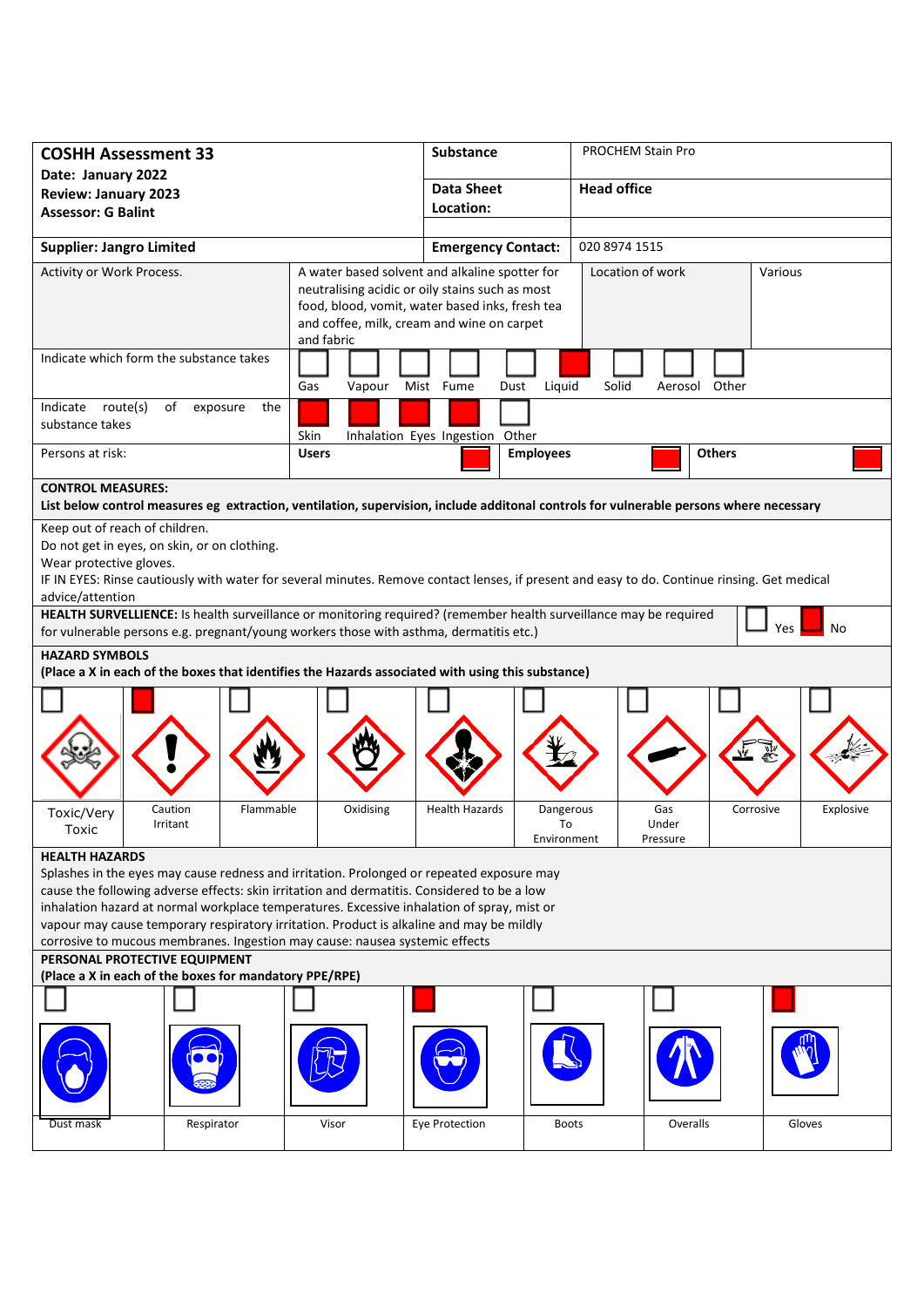| | | | |
|---|---|---|---|
| **COSHH Assessment 33**<br>**Date: January 2022**<br>**Review: January 2023**<br>**Assessor: G Balint** | **Substance** | PROCHEM Stain Pro | |
| | **Data Sheet Location:** | **Head office** | |
| **Supplier: Jangro Limited** | **Emergency Contact:** | 020 8974 1515 | |
| Activity or Work Process. | A water based solvent and alkaline spotter for neutralising acidic or oily stains such as most food, blood, vomit, water based inks, fresh tea and coffee, milk, cream and wine on carpet and fabric | Location of work | Various |

**Indicate which form the substance takes**

| Gas | Vapour | Mist | Fume | Dust | Liquid | Solid | Aerosol | Other |
|---|---|---|---|---|---|---|---|---|
| | | | | | X | | | |

**Indicate route(s) of exposure the substance takes**

| Skin | Inhalation | Eyes | Ingestion | Other |
|---|---|---|---|---|
| X | X | X | X | |

**Persons at risk:**

| Users | Employees | Others |
|---|---|---|
| X | X | X |

**CONTROL MEASURES:**
**List below control measures eg extraction, ventilation, supervision, include additonal controls for vulnerable persons where necessary**

Keep out of reach of children.
Do not get in eyes, on skin, or on clothing.
Wear protective gloves.
IF IN EYES: Rinse cautiously with water for several minutes. Remove contact lenses, if present and easy to do. Continue rinsing. Get medical advice/attention

**HEALTH SURVEILLENCE:** Is health surveillance or monitoring required? (remember health surveillance may be required for vulnerable persons e.g. pregnant/young workers those with asthma, dermatitis etc.)

| Yes | No |
|---|---|
| | X |

**HAZARD SYMBOLS**
**(Place a X in each of the boxes that identifies the Hazards associated with using this substance)**

| Toxic/Very Toxic | Caution Irritant | Flammable | Oxidising | Health Hazards | Dangerous To Environment | Gas Under Pressure | Corrosive | Explosive |
|---|---|---|---|---|---|---|---|---|
| | X | | | | | | | |

**HEALTH HAZARDS**
Splashes in the eyes may cause redness and irritation. Prolonged or repeated exposure may cause the following adverse effects: skin irritation and dermatitis. Considered to be a low inhalation hazard at normal workplace temperatures. Excessive inhalation of spray, mist or vapour may cause temporary respiratory irritation. Product is alkaline and may be mildly corrosive to mucous membranes. Ingestion may cause: nausea systemic effects

**PERSONAL PROTECTIVE EQUIPMENT**
**(Place a X in each of the boxes for mandatory PPE/RPE)**

| Dust mask | Respirator | Visor | Eye Protection | Boots | Overalls | Gloves |
|---|---|---|---|---|---|---|
| | | | X | | | X |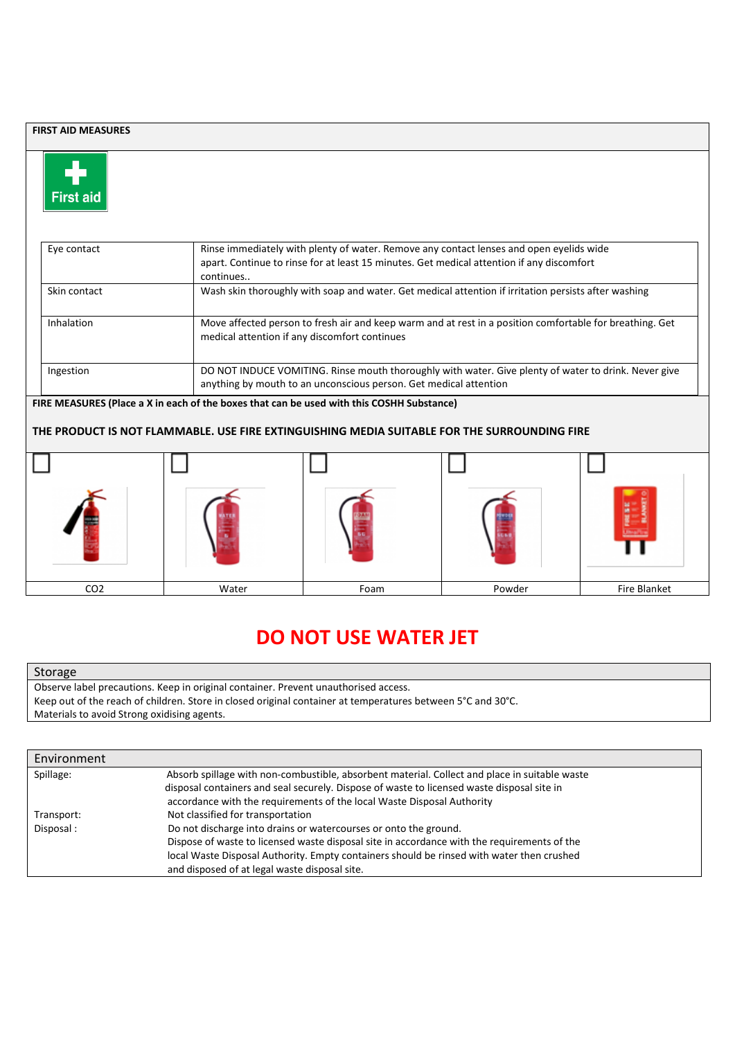## FIRST AID MEASURES

First aid

| | |
|---|---|
| Eye contact | Rinse immediately with plenty of water. Remove any contact lenses and open eyelids wide apart. Continue to rinse for at least 15 minutes. Get medical attention if any discomfort continues.. |
| Skin contact | Wash skin thoroughly with soap and water. Get medical attention if irritation persists after washing |
| Inhalation | Move affected person to fresh air and keep warm and at rest in a position comfortable for breathing. Get medical attention if any discomfort continues |
| Ingestion | DO NOT INDUCE VOMITING. Rinse mouth thoroughly with water. Give plenty of water to drink. Never give anything by mouth to an unconscious person. Get medical attention |

## FIRE MEASURES (Place a X in each of the boxes that can be used with this COSHH Substance)

**THE PRODUCT IS NOT FLAMMABLE. USE FIRE EXTINGUISHING MEDIA SUITABLE FOR THE SURROUNDING FIRE**

| ☐ | ☐ | ☐ | ☐ | ☐ |
|---|---|---|---|---|
| $CO_2$ | Water | Foam | Powder | Fire Blanket |

# DO NOT USE WATER JET

## Storage

Observe label precautions. Keep in original container. Prevent unauthorised access.
Keep out of the reach of children. Store in closed original container at temperatures between 5°C and 30°C.
Materials to avoid Strong oxidising agents.

## Environment

| | |
|---|---|
| Spillage: | Absorb spillage with non-combustible, absorbent material. Collect and place in suitable waste disposal containers and seal securely. Dispose of waste to licensed waste disposal site in accordance with the requirements of the local Waste Disposal Authority |
| Transport: | Not classified for transportation |
| Disposal : | Do not discharge into drains or watercourses or onto the ground. Dispose of waste to licensed waste disposal site in accordance with the requirements of the local Waste Disposal Authority. Empty containers should be rinsed with water then crushed and disposed of at legal waste disposal site. |